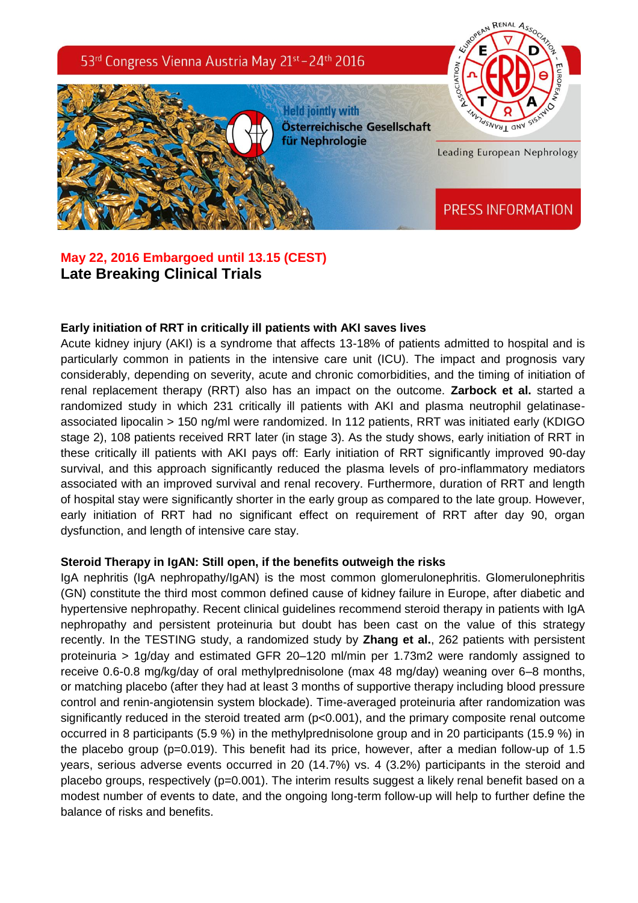53[rd] Congress Vienna Austria May 21[st] – 24[th] 2016

Held jointly with
Österreichische Gesellschaft für Nephrologie

Leading European Nephrology

PRESS INFORMATION

**May 22, 2016 Embargoed until 13.15 (CEST)**

## Late Breaking Clinical Trials

### Early initiation of RRT in critically ill patients with AKI saves lives

Acute kidney injury (AKI) is a syndrome that affects 13-18% of patients admitted to hospital and is particularly common in patients in the intensive care unit (ICU). The impact and prognosis vary considerably, depending on severity, acute and chronic comorbidities, and the timing of initiation of renal replacement therapy (RRT) also has an impact on the outcome. **Zarbock et al.** started a randomized study in which 231 critically ill patients with AKI and plasma neutrophil gelatinase-associated lipocalin > 150 ng/ml were randomized. In 112 patients, RRT was initiated early (KDIGO stage 2), 108 patients received RRT later (in stage 3). As the study shows, early initiation of RRT in these critically ill patients with AKI pays off: Early initiation of RRT significantly improved 90-day survival, and this approach significantly reduced the plasma levels of pro-inflammatory mediators associated with an improved survival and renal recovery. Furthermore, duration of RRT and length of hospital stay were significantly shorter in the early group as compared to the late group. However, early initiation of RRT had no significant effect on requirement of RRT after day 90, organ dysfunction, and length of intensive care stay.

### Steroid Therapy in IgAN: Still open, if the benefits outweigh the risks

IgA nephritis (IgA nephropathy/IgAN) is the most common glomerulonephritis. Glomerulonephritis (GN) constitute the third most common defined cause of kidney failure in Europe, after diabetic and hypertensive nephropathy. Recent clinical guidelines recommend steroid therapy in patients with IgA nephropathy and persistent proteinuria but doubt has been cast on the value of this strategy recently. In the TESTING study, a randomized study by **Zhang et al.**, 262 patients with persistent proteinuria > 1g/day and estimated GFR 20–120 ml/min per 1.73m2 were randomly assigned to receive 0.6-0.8 mg/kg/day of oral methylprednisolone (max 48 mg/day) weaning over 6–8 months, or matching placebo (after they had at least 3 months of supportive therapy including blood pressure control and renin-angiotensin system blockade). Time-averaged proteinuria after randomization was significantly reduced in the steroid treated arm ($p<0.001$), and the primary composite renal outcome occurred in 8 participants (5.9 %) in the methylprednisolone group and in 20 participants (15.9 %) in the placebo group ($p=0.019$). This benefit had its price, however, after a median follow-up of 1.5 years, serious adverse events occurred in 20 (14.7%) vs. 4 (3.2%) participants in the steroid and placebo groups, respectively ($p=0.001$). The interim results suggest a likely renal benefit based on a modest number of events to date, and the ongoing long-term follow-up will help to further define the balance of risks and benefits.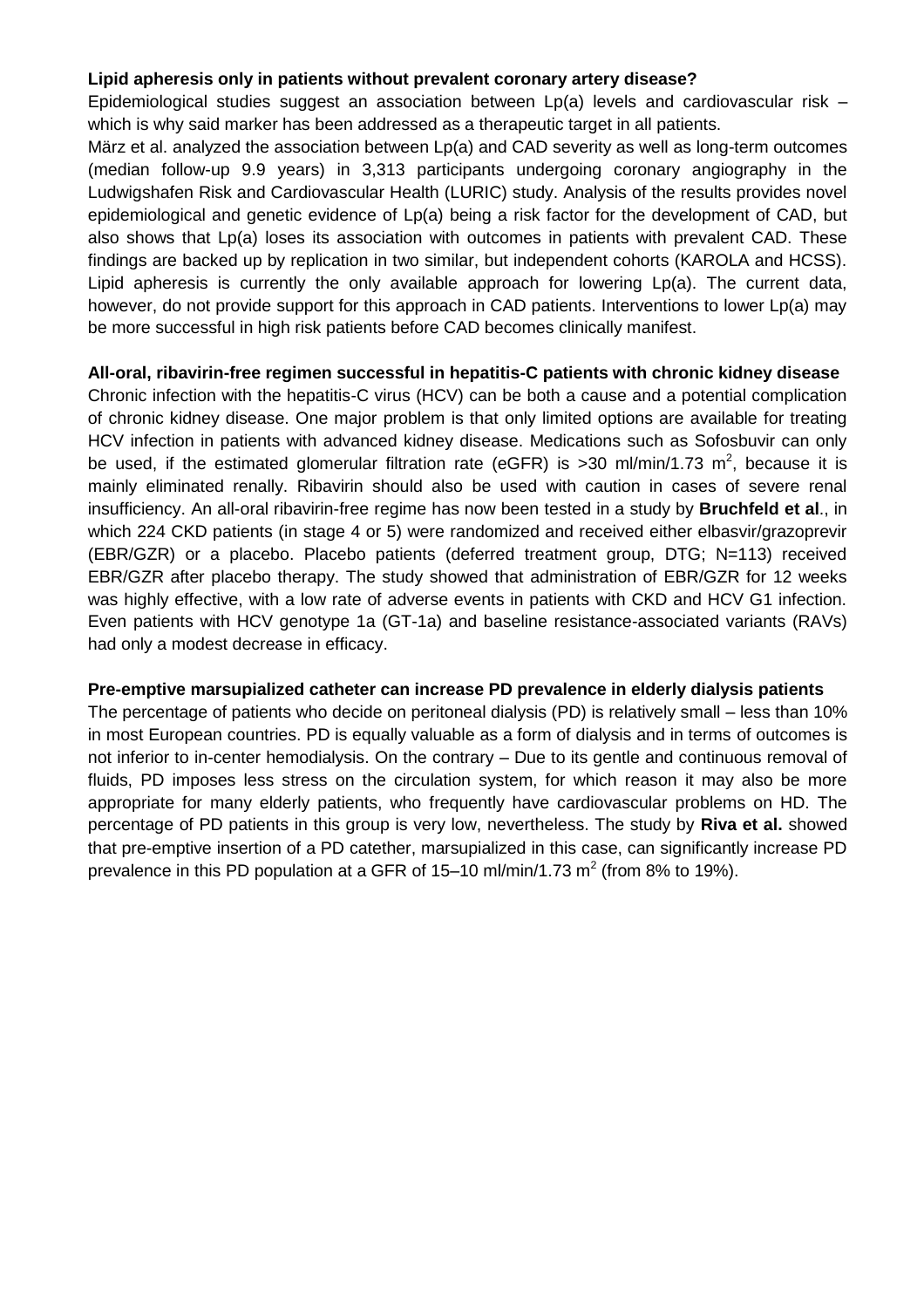**Lipid apheresis only in patients without prevalent coronary artery disease?**

Epidemiological studies suggest an association between Lp(a) levels and cardiovascular risk – which is why said marker has been addressed as a therapeutic target in all patients.

März et al. analyzed the association between Lp(a) and CAD severity as well as long-term outcomes (median follow-up 9.9 years) in 3,313 participants undergoing coronary angiography in the Ludwigshafen Risk and Cardiovascular Health (LURIC) study. Analysis of the results provides novel epidemiological and genetic evidence of Lp(a) being a risk factor for the development of CAD, but also shows that Lp(a) loses its association with outcomes in patients with prevalent CAD. These findings are backed up by replication in two similar, but independent cohorts (KAROLA and HCSS). Lipid apheresis is currently the only available approach for lowering Lp(a). The current data, however, do not provide support for this approach in CAD patients. Interventions to lower Lp(a) may be more successful in high risk patients before CAD becomes clinically manifest.

**All-oral, ribavirin-free regimen successful in hepatitis-C patients with chronic kidney disease**

Chronic infection with the hepatitis-C virus (HCV) can be both a cause and a potential complication of chronic kidney disease. One major problem is that only limited options are available for treating HCV infection in patients with advanced kidney disease. Medications such as Sofosbuvir can only be used, if the estimated glomerular filtration rate (eGFR) is >30 ml/min/1.73 $m^2$, because it is mainly eliminated renally. Ribavirin should also be used with caution in cases of severe renal insufficiency. An all-oral ribavirin-free regime has now been tested in a study by **Bruchfeld et al**., in which 224 CKD patients (in stage 4 or 5) were randomized and received either elbasvir/grazoprevir (EBR/GZR) or a placebo. Placebo patients (deferred treatment group, DTG; N=113) received EBR/GZR after placebo therapy. The study showed that administration of EBR/GZR for 12 weeks was highly effective, with a low rate of adverse events in patients with CKD and HCV G1 infection. Even patients with HCV genotype 1a (GT-1a) and baseline resistance-associated variants (RAVs) had only a modest decrease in efficacy.

**Pre-emptive marsupialized catheter can increase PD prevalence in elderly dialysis patients**

The percentage of patients who decide on peritoneal dialysis (PD) is relatively small – less than 10% in most European countries. PD is equally valuable as a form of dialysis and in terms of outcomes is not inferior to in-center hemodialysis. On the contrary – Due to its gentle and continuous removal of fluids, PD imposes less stress on the circulation system, for which reason it may also be more appropriate for many elderly patients, who frequently have cardiovascular problems on HD. The percentage of PD patients in this group is very low, nevertheless. The study by **Riva et al.** showed that pre-emptive insertion of a PD catether, marsupialized in this case, can significantly increase PD prevalence in this PD population at a GFR of 15–10 ml/min/1.73 $m^2$ (from 8% to 19%).